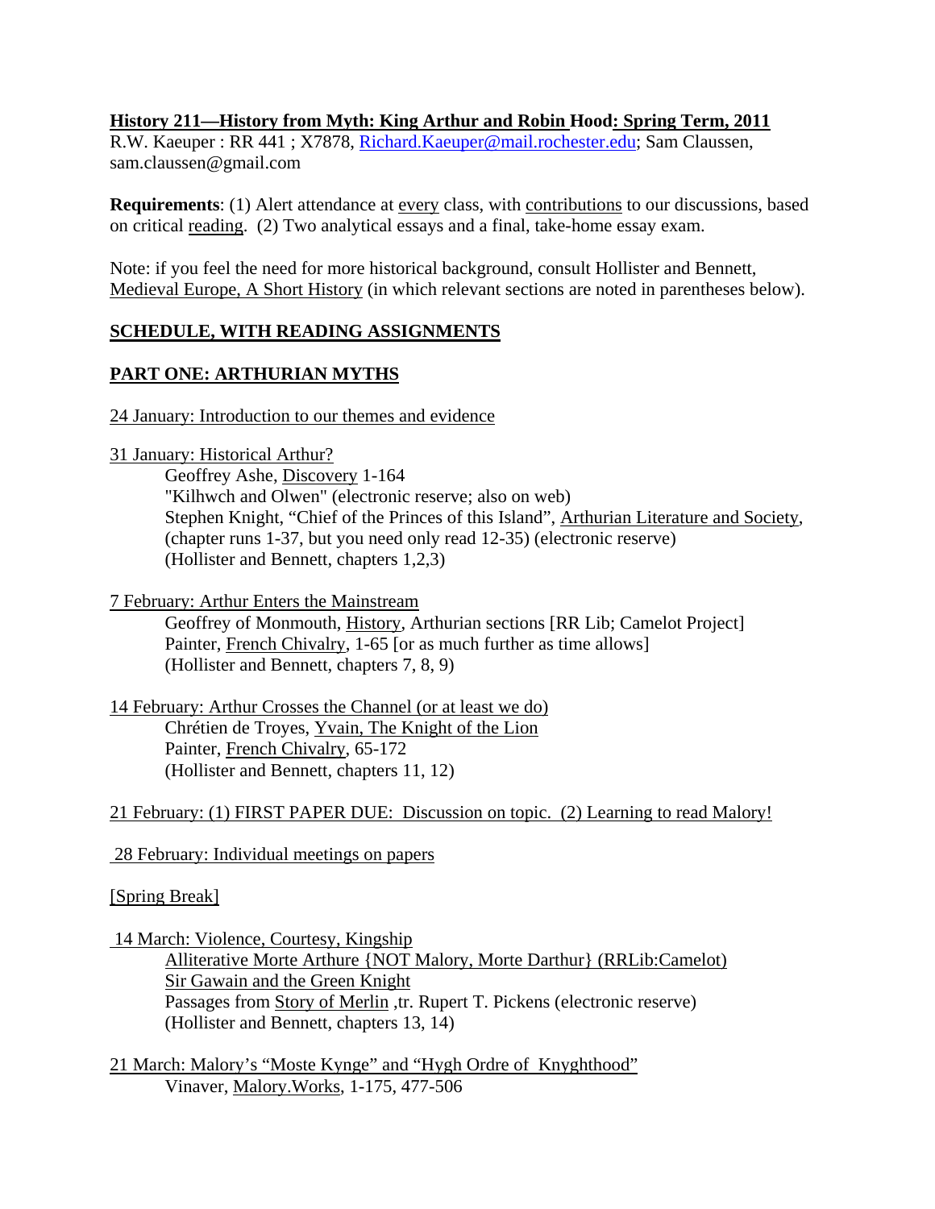**History 211—History from Myth: King Arthur and Robin Hood: Spring Term, 2011**
R.W. Kaeuper : RR 441 ; X7878, Richard.Kaeuper@mail.rochester.edu; Sam Claussen, sam.claussen@gmail.com

**Requirements**: (1) Alert attendance at every class, with contributions to our discussions, based on critical reading. (2) Two analytical essays and a final, take-home essay exam.

Note: if you feel the need for more historical background, consult Hollister and Bennett, Medieval Europe, A Short History (in which relevant sections are noted in parentheses below).

## SCHEDULE, WITH READING ASSIGNMENTS

## PART ONE: ARTHURIAN MYTHS

24 January: Introduction to our themes and evidence

31 January: Historical Arthur?

- Geoffrey Ashe, Discovery 1-164
- "Kilhwch and Olwen" (electronic reserve; also on web)
- Stephen Knight, "Chief of the Princes of this Island", Arthurian Literature and Society, (chapter runs 1-37, but you need only read 12-35) (electronic reserve)
- (Hollister and Bennett, chapters 1,2,3)

7 February: Arthur Enters the Mainstream

- Geoffrey of Monmouth, History, Arthurian sections [RR Lib; Camelot Project]
- Painter, French Chivalry, 1-65 [or as much further as time allows]
- (Hollister and Bennett, chapters 7, 8, 9)

14 February: Arthur Crosses the Channel (or at least we do)

- Chrétien de Troyes, Yvain, The Knight of the Lion
- Painter, French Chivalry, 65-172
- (Hollister and Bennett, chapters 11, 12)

21 February: (1) FIRST PAPER DUE: Discussion on topic. (2) Learning to read Malory!

28 February: Individual meetings on papers

[Spring Break]

14 March: Violence, Courtesy, Kingship

- Alliterative Morte Arthure {NOT Malory, Morte Darthur} (RRLib:Camelot)
- Sir Gawain and the Green Knight
- Passages from Story of Merlin ,tr. Rupert T. Pickens (electronic reserve)
- (Hollister and Bennett, chapters 13, 14)

21 March: Malory's "Moste Kynge" and "Hygh Ordre of Knyghthood"

- Vinaver, Malory.Works, 1-175, 477-506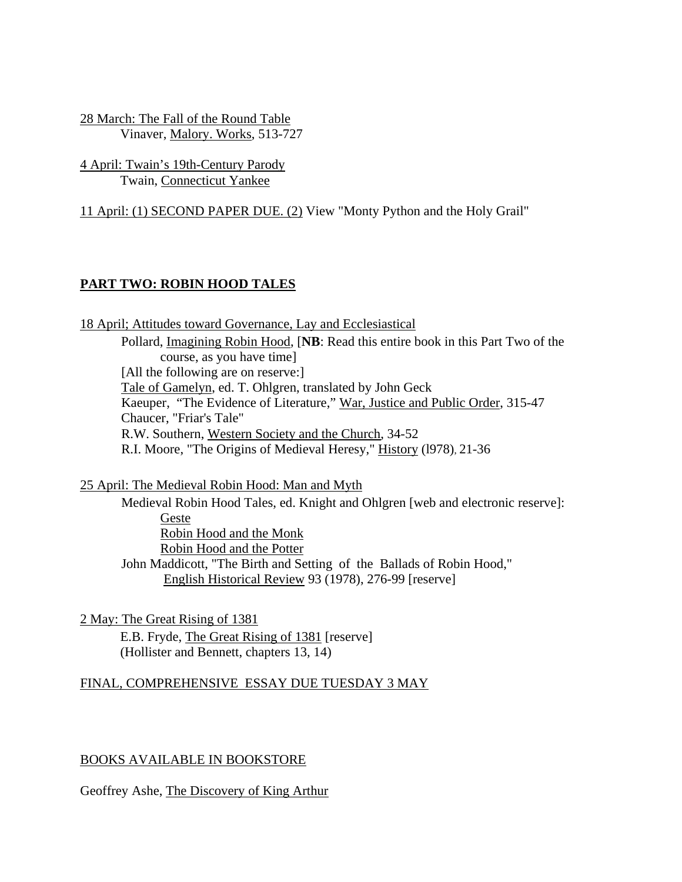28 March: The Fall of the Round Table

Vinaver, Malory. Works, 513-727

4 April: Twain's 19th-Century Parody

Twain, Connecticut Yankee

11 April: (1) SECOND PAPER DUE. (2) View "Monty Python and the Holy Grail"

## PART TWO: ROBIN HOOD TALES

18 April; Attitudes toward Governance, Lay and Ecclesiastical

Pollard, Imagining Robin Hood, [**NB**: Read this entire book in this Part Two of the course, as you have time]
[All the following are on reserve:]
Tale of Gamelyn, ed. T. Ohlgren, translated by John Geck
Kaeuper, "The Evidence of Literature," War, Justice and Public Order, 315-47
Chaucer, "Friar's Tale"
R.W. Southern, Western Society and the Church, 34-52
R.I. Moore, "The Origins of Medieval Heresy," History (l978), 21-36

25 April: The Medieval Robin Hood: Man and Myth

Medieval Robin Hood Tales, ed. Knight and Ohlgren [web and electronic reserve]:
- Geste
- Robin Hood and the Monk
- Robin Hood and the Potter

John Maddicott, "The Birth and Setting of the Ballads of Robin Hood," English Historical Review 93 (1978), 276-99 [reserve]

2 May: The Great Rising of 1381

E.B. Fryde, The Great Rising of 1381 [reserve]
(Hollister and Bennett, chapters 13, 14)

FINAL, COMPREHENSIVE ESSAY DUE TUESDAY 3 MAY

BOOKS AVAILABLE IN BOOKSTORE

Geoffrey Ashe, The Discovery of King Arthur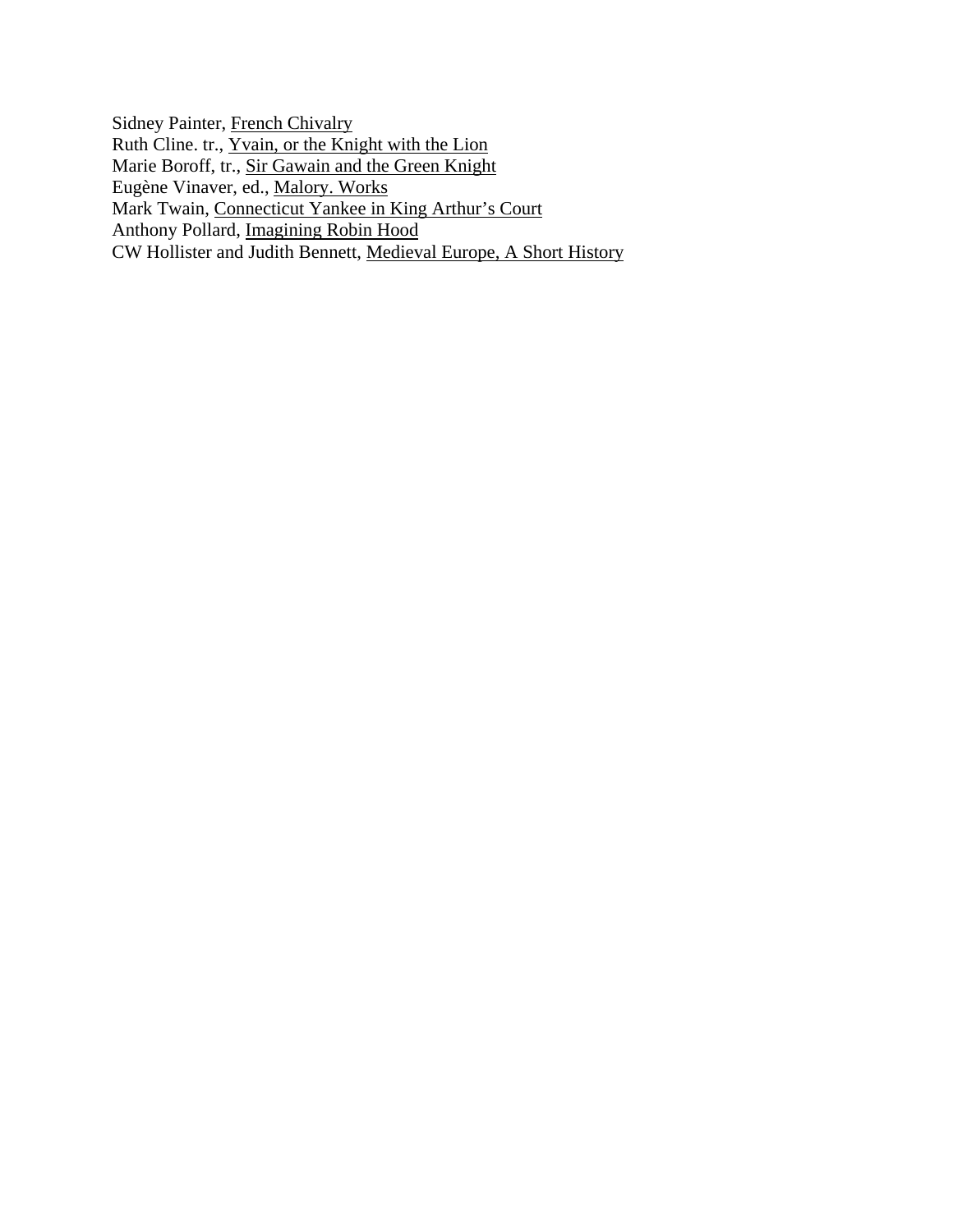Sidney Painter, French Chivalry
Ruth Cline. tr., Yvain, or the Knight with the Lion
Marie Boroff, tr., Sir Gawain and the Green Knight
Eugène Vinaver, ed., Malory. Works
Mark Twain, Connecticut Yankee in King Arthur's Court
Anthony Pollard, Imagining Robin Hood
CW Hollister and Judith Bennett, Medieval Europe, A Short History